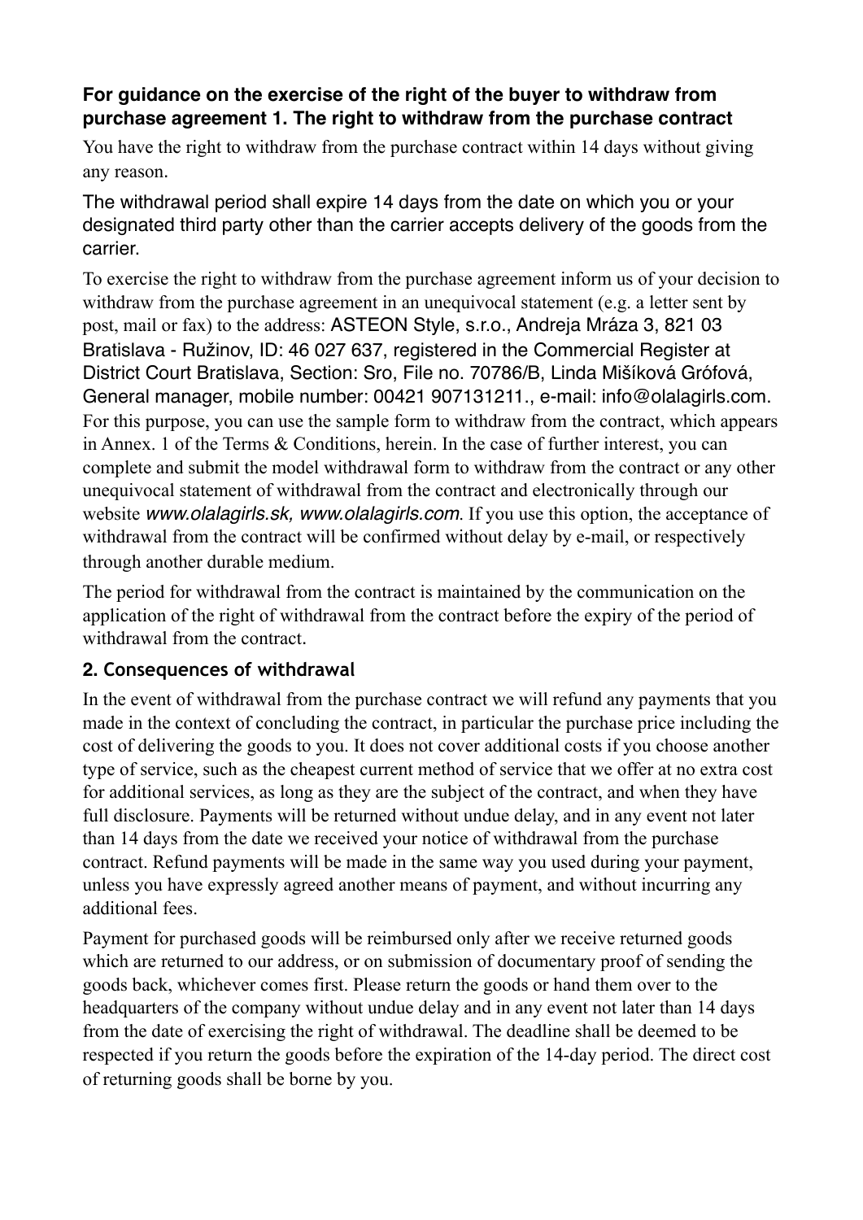### For guidance on the exercise of the right of the buyer to withdraw from purchase agreement 1. The right to withdraw from the purchase contract

You have the right to withdraw from the purchase contract within 14 days without giving any reason.

The withdrawal period shall expire 14 days from the date on which you or your designated third party other than the carrier accepts delivery of the goods from the carrier.

To exercise the right to withdraw from the purchase agreement inform us of your decision to withdraw from the purchase agreement in an unequivocal statement (e.g. a letter sent by post, mail or fax) to the address: ASTEON Style, s.r.o., Andreja Mráza 3, 821 03 Bratislava - Ružinov, ID: 46 027 637, registered in the Commercial Register at District Court Bratislava, Section: Sro, File no. 70786/B, Linda Mišíková Grófová, General manager, mobile number: 00421 907131211., e-mail: info@olalagirls.com. For this purpose, you can use the sample form to withdraw from the contract, which appears in Annex. 1 of the Terms & Conditions, herein. In the case of further interest, you can complete and submit the model withdrawal form to withdraw from the contract or any other unequivocal statement of withdrawal from the contract and electronically through our website *www.olalagirls.sk, www.olalagirls.com*. If you use this option, the acceptance of withdrawal from the contract will be confirmed without delay by e-mail, or respectively through another durable medium.

The period for withdrawal from the contract is maintained by the communication on the application of the right of withdrawal from the contract before the expiry of the period of withdrawal from the contract.

### 2. Consequences of withdrawal

In the event of withdrawal from the purchase contract we will refund any payments that you made in the context of concluding the contract, in particular the purchase price including the cost of delivering the goods to you. It does not cover additional costs if you choose another type of service, such as the cheapest current method of service that we offer at no extra cost for additional services, as long as they are the subject of the contract, and when they have full disclosure. Payments will be returned without undue delay, and in any event not later than 14 days from the date we received your notice of withdrawal from the purchase contract. Refund payments will be made in the same way you used during your payment, unless you have expressly agreed another means of payment, and without incurring any additional fees.

Payment for purchased goods will be reimbursed only after we receive returned goods which are returned to our address, or on submission of documentary proof of sending the goods back, whichever comes first. Please return the goods or hand them over to the headquarters of the company without undue delay and in any event not later than 14 days from the date of exercising the right of withdrawal. The deadline shall be deemed to be respected if you return the goods before the expiration of the 14-day period. The direct cost of returning goods shall be borne by you.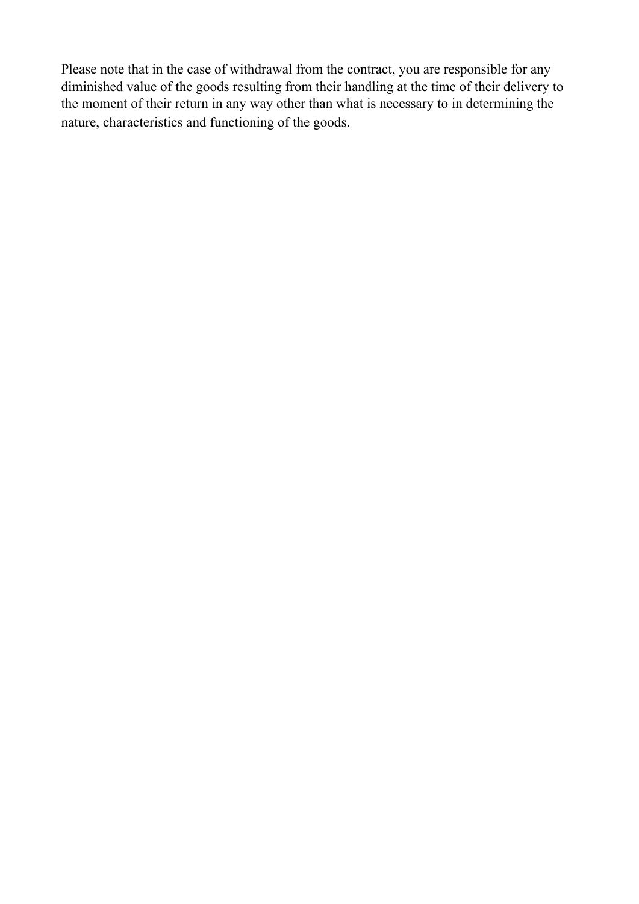Please note that in the case of withdrawal from the contract, you are responsible for any diminished value of the goods resulting from their handling at the time of their delivery to the moment of their return in any way other than what is necessary to in determining the nature, characteristics and functioning of the goods.